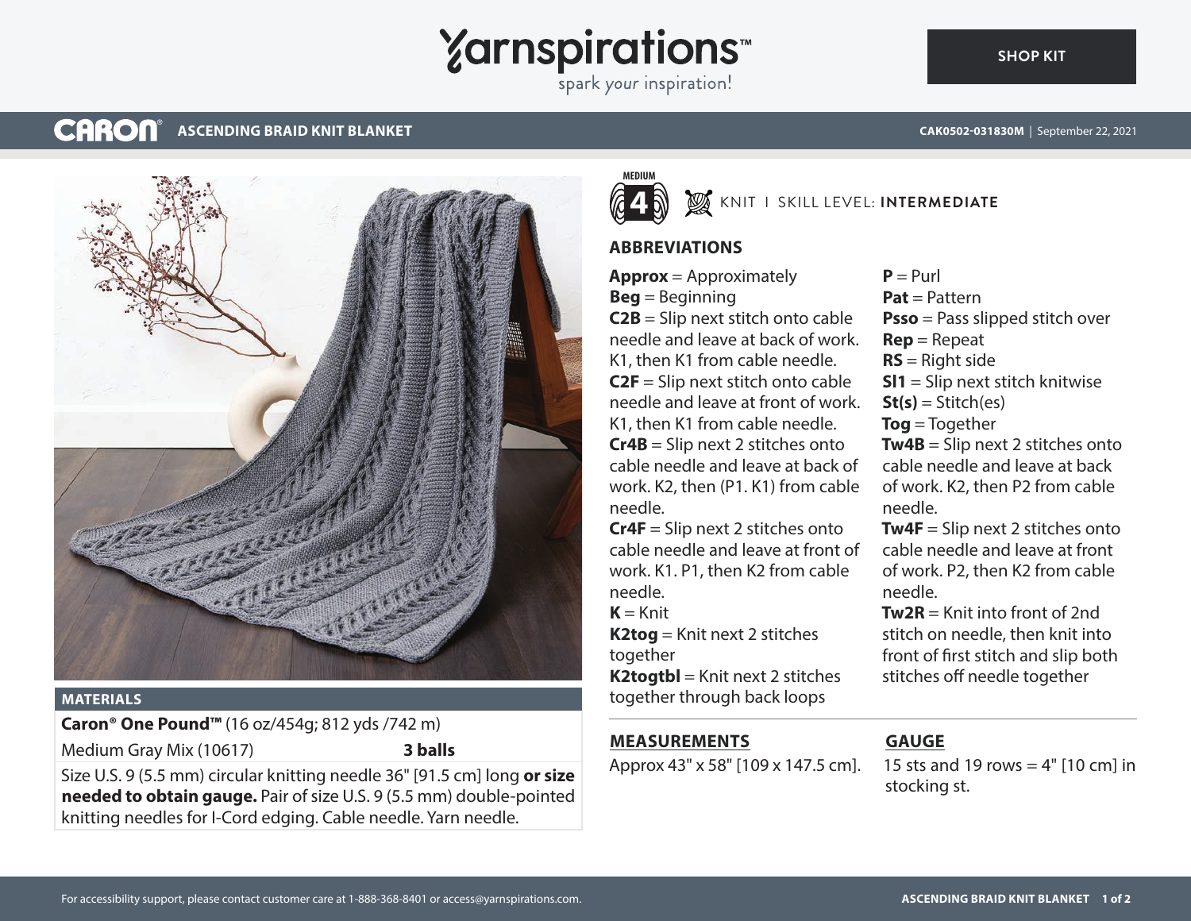Yarnspirations™
spark your inspiration!

SHOP KIT

# CARON® ASCENDING BRAID KNIT BLANKET

CAK0502-031830M | September 22, 2021

MEDIUM 4 — KNIT | SKILL LEVEL: **INTERMEDIATE**

## ABBREVIATIONS

**Approx** = Approximately
**Beg** = Beginning
**C2B** = Slip next stitch onto cable needle and leave at back of work. K1, then K1 from cable needle.
**C2F** = Slip next stitch onto cable needle and leave at front of work. K1, then K1 from cable needle.
**Cr4B** = Slip next 2 stitches onto cable needle and leave at back of work. K2, then (P1. K1) from cable needle.
**Cr4F** = Slip next 2 stitches onto cable needle and leave at front of work. K1. P1, then K2 from cable needle.
**K** = Knit
**K2tog** = Knit next 2 stitches together
**K2togtbl** = Knit next 2 stitches together through back loops
**P** = Purl
**Pat** = Pattern
**Psso** = Pass slipped stitch over
**Rep** = Repeat
**RS** = Right side
**Sl1** = Slip next stitch knitwise
**St(s)** = Stitch(es)
**Tog** = Together
**Tw4B** = Slip next 2 stitches onto cable needle and leave at back of work. K2, then P2 from cable needle.
**Tw4F** = Slip next 2 stitches onto cable needle and leave at front of work. P2, then K2 from cable needle.
**Tw2R** = Knit into front of 2nd stitch on needle, then knit into front of first stitch and slip both stitches off needle together

## MATERIALS

**Caron® One Pound™** (16 oz/454g; 812 yds /742 m)

| Medium Gray Mix (10617) | **3 balls** |
|---|---|

Size U.S. 9 (5.5 mm) circular knitting needle 36" [91.5 cm] long **or size needed to obtain gauge.** Pair of size U.S. 9 (5.5 mm) double-pointed knitting needles for I-Cord edging. Cable needle. Yarn needle.

## MEASUREMENTS

Approx 43" x 58" [109 x 147.5 cm].

## GAUGE

15 sts and 19 rows = 4" [10 cm] in stocking st.

For accessibility support, please contact customer care at 1-888-368-8401 or access@yarnspirations.com.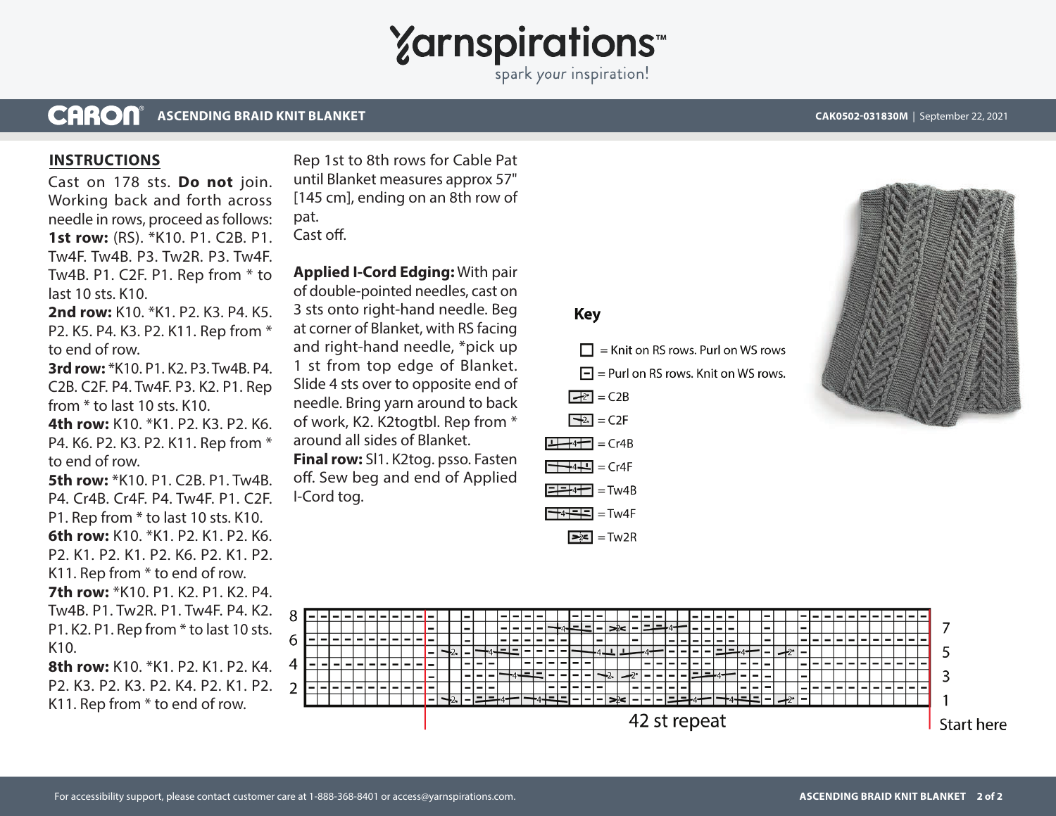## INSTRUCTIONS

Cast on 178 sts. **Do not** join. Working back and forth across needle in rows, proceed as follows:

**1st row:** (RS). *K10. P1. C2B. P1. Tw4F. Tw4B. P3. Tw2R. P3. Tw4F. Tw4B. P1. C2F. P1. Rep from * to last 10 sts. K10.

**2nd row:** K10. *K1. P2. K3. P4. K5. P2. K5. P4. K3. P2. K11. Rep from * to end of row.

**3rd row:** *K10. P1. K2. P3. Tw4B. P4. C2B. C2F. P4. Tw4F. P3. K2. P1. Rep from * to last 10 sts. K10.

**4th row:** K10. *K1. P2. K3. P2. K6. P4. K6. P2. K3. P2. K11. Rep from * to end of row.

**5th row:** *K10. P1. C2B. P1. Tw4B. P4. Cr4B. Cr4F. P4. Tw4F. P1. C2F. P1. Rep from * to last 10 sts. K10.

**6th row:** K10. *K1. P2. K1. P2. K6. P2. K1. P2. K1. P2. K6. P2. K1. P2. K11. Rep from * to end of row.

**7th row:** *K10. P1. K2. P1. K2. P4. Tw4B. P1. Tw2R. P1. Tw4F. P4. K2. P1. K2. P1. Rep from * to last 10 sts. K10.

**8th row:** K10. *K1. P2. K1. P2. K4. P2. K3. P2. K3. P2. K4. P2. K1. P2. K11. Rep from * to end of row.

Rep 1st to 8th rows for Cable Pat until Blanket measures approx 57" [145 cm], ending on an 8th row of pat.

Cast off.

**Applied I-Cord Edging:** With pair of double-pointed needles, cast on 3 sts onto right-hand needle. Beg at corner of Blanket, with RS facing and right-hand needle, *pick up 1 st from top edge of Blanket. Slide 4 sts over to opposite end of needle. Bring yarn around to back of work, K2. K2togtbl. Rep from * around all sides of Blanket.

**Final row:** Sl1. K2tog. psso. Fasten off. Sew beg and end of Applied I-Cord tog.

**Key**

- = Knit on RS rows. Purl on WS rows
- = Purl on RS rows. Knit on WS rows.
- = C2B
- = C2F
- = Cr4B
- = Cr4F
- = Tw4B
- = Tw4F
- = Tw2R

8
6
4
2
7
5
3
1
42 st repeat
Start here